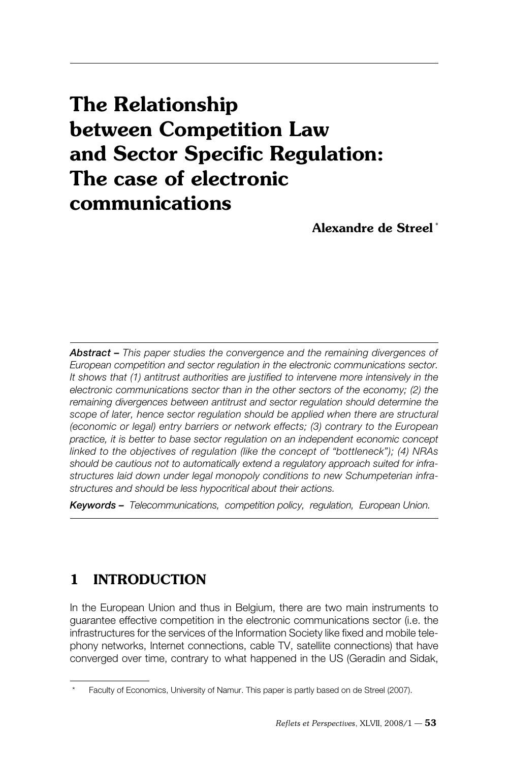# The Relationship between Competition Law and Sector Specific Regulation: The case of electronic communications

**Alexandre de Streel** *

***Abstract –*** *This paper studies the convergence and the remaining divergences of European competition and sector regulation in the electronic communications sector. It shows that (1) antitrust authorities are justified to intervene more intensively in the electronic communications sector than in the other sectors of the economy; (2) the remaining divergences between antitrust and sector regulation should determine the scope of later, hence sector regulation should be applied when there are structural (economic or legal) entry barriers or network effects; (3) contrary to the European practice, it is better to base sector regulation on an independent economic concept linked to the objectives of regulation (like the concept of "bottleneck"); (4) NRAs should be cautious not to automatically extend a regulatory approach suited for infrastructures laid down under legal monopoly conditions to new Schumpeterian infrastructures and should be less hypocritical about their actions.*

***Keywords –*** *Telecommunications, competition policy, regulation, European Union.*

## 1 INTRODUCTION

In the European Union and thus in Belgium, there are two main instruments to guarantee effective competition in the electronic communications sector (i.e. the infrastructures for the services of the Information Society like fixed and mobile telephony networks, Internet connections, cable TV, satellite connections) that have converged over time, contrary to what happened in the US (Geradin and Sidak,

---

\* Faculty of Economics, University of Namur. This paper is partly based on de Streel (2007).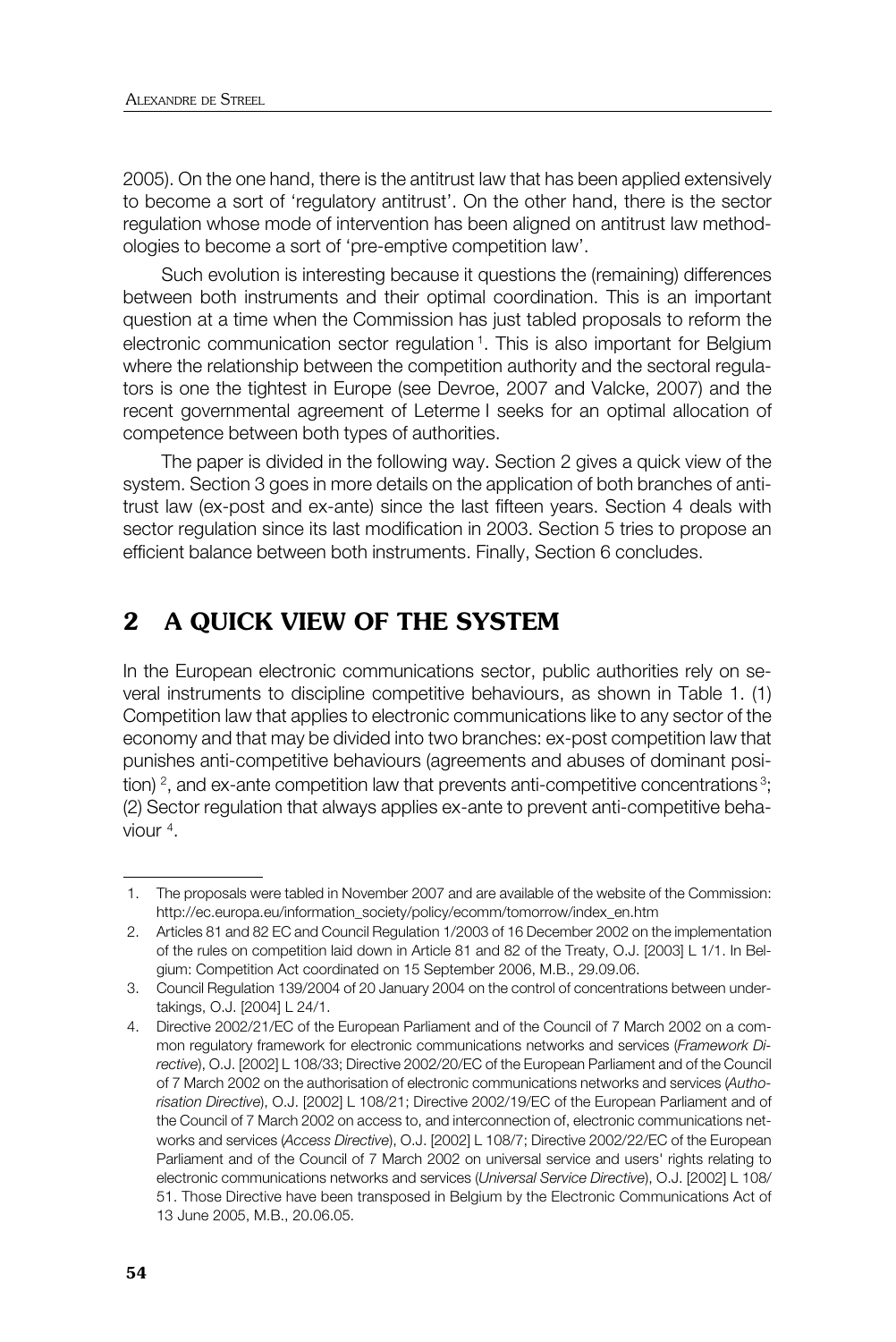2005). On the one hand, there is the antitrust law that has been applied extensively to become a sort of 'regulatory antitrust'. On the other hand, there is the sector regulation whose mode of intervention has been aligned on antitrust law methodologies to become a sort of 'pre-emptive competition law'.

Such evolution is interesting because it questions the (remaining) differences between both instruments and their optimal coordination. This is an important question at a time when the Commission has just tabled proposals to reform the electronic communication sector regulation [1]. This is also important for Belgium where the relationship between the competition authority and the sectoral regulators is one the tightest in Europe (see Devroe, 2007 and Valcke, 2007) and the recent governmental agreement of Leterme I seeks for an optimal allocation of competence between both types of authorities.

The paper is divided in the following way. Section 2 gives a quick view of the system. Section 3 goes in more details on the application of both branches of antitrust law (ex-post and ex-ante) since the last fifteen years. Section 4 deals with sector regulation since its last modification in 2003. Section 5 tries to propose an efficient balance between both instruments. Finally, Section 6 concludes.

## 2 A QUICK VIEW OF THE SYSTEM

In the European electronic communications sector, public authorities rely on several instruments to discipline competitive behaviours, as shown in Table 1. (1) Competition law that applies to electronic communications like to any sector of the economy and that may be divided into two branches: ex-post competition law that punishes anti-competitive behaviours (agreements and abuses of dominant position) [2], and ex-ante competition law that prevents anti-competitive concentrations [3]; (2) Sector regulation that always applies ex-ante to prevent anti-competitive behaviour [4].

---

1. The proposals were tabled in November 2007 and are available of the website of the Commission: http://ec.europa.eu/information_society/policy/ecomm/tomorrow/index_en.htm
2. Articles 81 and 82 EC and Council Regulation 1/2003 of 16 December 2002 on the implementation of the rules on competition laid down in Article 81 and 82 of the Treaty, O.J. [2003] L 1/1. In Belgium: Competition Act coordinated on 15 September 2006, M.B., 29.09.06.
3. Council Regulation 139/2004 of 20 January 2004 on the control of concentrations between undertakings, O.J. [2004] L 24/1.
4. Directive 2002/21/EC of the European Parliament and of the Council of 7 March 2002 on a common regulatory framework for electronic communications networks and services (*Framework Directive*), O.J. [2002] L 108/33; Directive 2002/20/EC of the European Parliament and of the Council of 7 March 2002 on the authorisation of electronic communications networks and services (*Authorisation Directive*), O.J. [2002] L 108/21; Directive 2002/19/EC of the European Parliament and of the Council of 7 March 2002 on access to, and interconnection of, electronic communications networks and services (*Access Directive*), O.J. [2002] L 108/7; Directive 2002/22/EC of the European Parliament and of the Council of 7 March 2002 on universal service and users' rights relating to electronic communications networks and services (*Universal Service Directive*), O.J. [2002] L 108/51. Those Directive have been transposed in Belgium by the Electronic Communications Act of 13 June 2005, M.B., 20.06.05.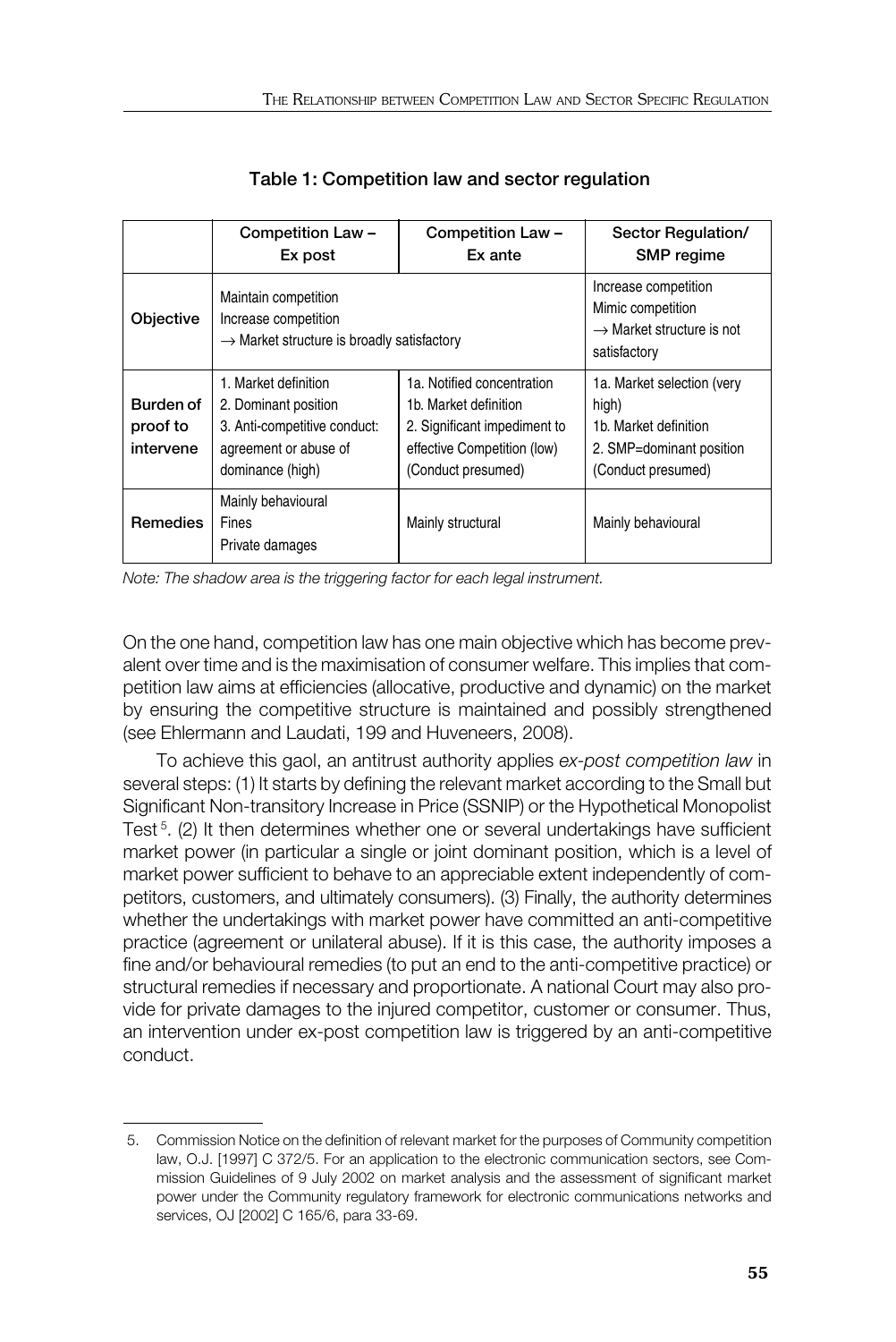**Table 1: Competition law and sector regulation**

| | Competition Law – Ex post | Competition Law – Ex ante | Sector Regulation/ SMP regime |
|---|---|---|---|
| **Objective** | Maintain competition<br>Increase competition<br>→ Market structure is broadly satisfactory | | Increase competition<br>Mimic competition<br>→ Market structure is not satisfactory |
| **Burden of proof to intervene** | 1. Market definition<br>2. Dominant position<br>3. Anti-competitive conduct: agreement or abuse of dominance (high) | 1a. Notified concentration<br>1b. Market definition<br>2. Significant impediment to effective Competition (low)<br>(Conduct presumed) | 1a. Market selection (very high)<br>1b. Market definition<br>2. SMP=dominant position<br>(Conduct presumed) |
| **Remedies** | Mainly behavioural<br>Fines<br>Private damages | Mainly structural | Mainly behavioural |

*Note: The shadow area is the triggering factor for each legal instrument.*

On the one hand, competition law has one main objective which has become prevalent over time and is the maximisation of consumer welfare. This implies that competition law aims at efficiencies (allocative, productive and dynamic) on the market by ensuring the competitive structure is maintained and possibly strengthened (see Ehlermann and Laudati, 199 and Huveneers, 2008).

To achieve this gaol, an antitrust authority applies *ex-post competition law* in several steps: (1) It starts by defining the relevant market according to the Small but Significant Non-transitory Increase in Price (SSNIP) or the Hypothetical Monopolist Test[5]. (2) It then determines whether one or several undertakings have sufficient market power (in particular a single or joint dominant position, which is a level of market power sufficient to behave to an appreciable extent independently of competitors, customers, and ultimately consumers). (3) Finally, the authority determines whether the undertakings with market power have committed an anti-competitive practice (agreement or unilateral abuse). If it is this case, the authority imposes a fine and/or behavioural remedies (to put an end to the anti-competitive practice) or structural remedies if necessary and proportionate. A national Court may also provide for private damages to the injured competitor, customer or consumer. Thus, an intervention under ex-post competition law is triggered by an anti-competitive conduct.

5. Commission Notice on the definition of relevant market for the purposes of Community competition law, O.J. [1997] C 372/5. For an application to the electronic communication sectors, see Commission Guidelines of 9 July 2002 on market analysis and the assessment of significant market power under the Community regulatory framework for electronic communications networks and services, OJ [2002] C 165/6, para 33-69.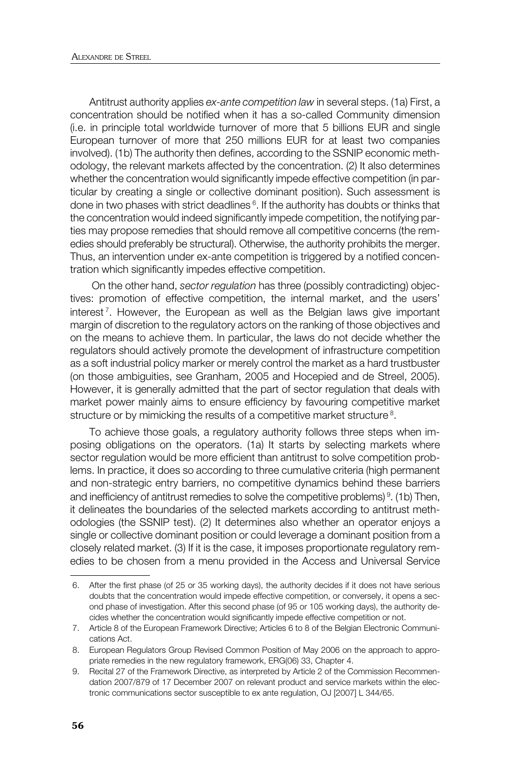Antitrust authority applies *ex-ante competition law* in several steps. (1a) First, a concentration should be notified when it has a so-called Community dimension (i.e. in principle total worldwide turnover of more that 5 billions EUR and single European turnover of more that 250 millions EUR for at least two companies involved). (1b) The authority then defines, according to the SSNIP economic methodology, the relevant markets affected by the concentration. (2) It also determines whether the concentration would significantly impede effective competition (in particular by creating a single or collective dominant position). Such assessment is done in two phases with strict deadlines [6]. If the authority has doubts or thinks that the concentration would indeed significantly impede competition, the notifying parties may propose remedies that should remove all competitive concerns (the remedies should preferably be structural). Otherwise, the authority prohibits the merger. Thus, an intervention under ex-ante competition is triggered by a notified concentration which significantly impedes effective competition.

On the other hand, *sector regulation* has three (possibly contradicting) objectives: promotion of effective competition, the internal market, and the users' interest [7]. However, the European as well as the Belgian laws give important margin of discretion to the regulatory actors on the ranking of those objectives and on the means to achieve them. In particular, the laws do not decide whether the regulators should actively promote the development of infrastructure competition as a soft industrial policy marker or merely control the market as a hard trustbuster (on those ambiguities, see Granham, 2005 and Hocepied and de Streel, 2005). However, it is generally admitted that the part of sector regulation that deals with market power mainly aims to ensure efficiency by favouring competitive market structure or by mimicking the results of a competitive market structure [8].

To achieve those goals, a regulatory authority follows three steps when imposing obligations on the operators. (1a) It starts by selecting markets where sector regulation would be more efficient than antitrust to solve competition problems. In practice, it does so according to three cumulative criteria (high permanent and non-strategic entry barriers, no competitive dynamics behind these barriers and inefficiency of antitrust remedies to solve the competitive problems) [9]. (1b) Then, it delineates the boundaries of the selected markets according to antitrust methodologies (the SSNIP test). (2) It determines also whether an operator enjoys a single or collective dominant position or could leverage a dominant position from a closely related market. (3) If it is the case, it imposes proportionate regulatory remedies to be chosen from a menu provided in the Access and Universal Service

---

6. After the first phase (of 25 or 35 working days), the authority decides if it does not have serious doubts that the concentration would impede effective competition, or conversely, it opens a second phase of investigation. After this second phase (of 95 or 105 working days), the authority decides whether the concentration would significantly impede effective competition or not.
7. Article 8 of the European Framework Directive; Articles 6 to 8 of the Belgian Electronic Communications Act.
8. European Regulators Group Revised Common Position of May 2006 on the approach to appropriate remedies in the new regulatory framework, ERG(06) 33, Chapter 4.
9. Recital 27 of the Framework Directive, as interpreted by Article 2 of the Commission Recommendation 2007/879 of 17 December 2007 on relevant product and service markets within the electronic communications sector susceptible to ex ante regulation, OJ [2007] L 344/65.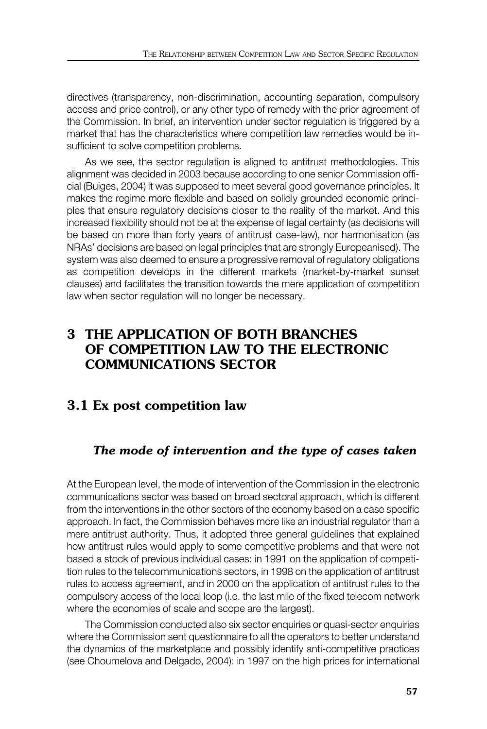directives (transparency, non-discrimination, accounting separation, compulsory access and price control), or any other type of remedy with the prior agreement of the Commission. In brief, an intervention under sector regulation is triggered by a market that has the characteristics where competition law remedies would be insufficient to solve competition problems.

As we see, the sector regulation is aligned to antitrust methodologies. This alignment was decided in 2003 because according to one senior Commission official (Buiges, 2004) it was supposed to meet several good governance principles. It makes the regime more flexible and based on solidly grounded economic principles that ensure regulatory decisions closer to the reality of the market. And this increased flexibility should not be at the expense of legal certainty (as decisions will be based on more than forty years of antitrust case-law), nor harmonisation (as NRAs' decisions are based on legal principles that are strongly Europeanised). The system was also deemed to ensure a progressive removal of regulatory obligations as competition develops in the different markets (market-by-market sunset clauses) and facilitates the transition towards the mere application of competition law when sector regulation will no longer be necessary.

# 3 THE APPLICATION OF BOTH BRANCHES OF COMPETITION LAW TO THE ELECTRONIC COMMUNICATIONS SECTOR

## 3.1 Ex post competition law

### *The mode of intervention and the type of cases taken*

At the European level, the mode of intervention of the Commission in the electronic communications sector was based on broad sectoral approach, which is different from the interventions in the other sectors of the economy based on a case specific approach. In fact, the Commission behaves more like an industrial regulator than a mere antitrust authority. Thus, it adopted three general guidelines that explained how antitrust rules would apply to some competitive problems and that were not based a stock of previous individual cases: in 1991 on the application of competition rules to the telecommunications sectors, in 1998 on the application of antitrust rules to access agreement, and in 2000 on the application of antitrust rules to the compulsory access of the local loop (i.e. the last mile of the fixed telecom network where the economies of scale and scope are the largest).

The Commission conducted also six sector enquiries or quasi-sector enquiries where the Commission sent questionnaire to all the operators to better understand the dynamics of the marketplace and possibly identify anti-competitive practices (see Choumelova and Delgado, 2004): in 1997 on the high prices for international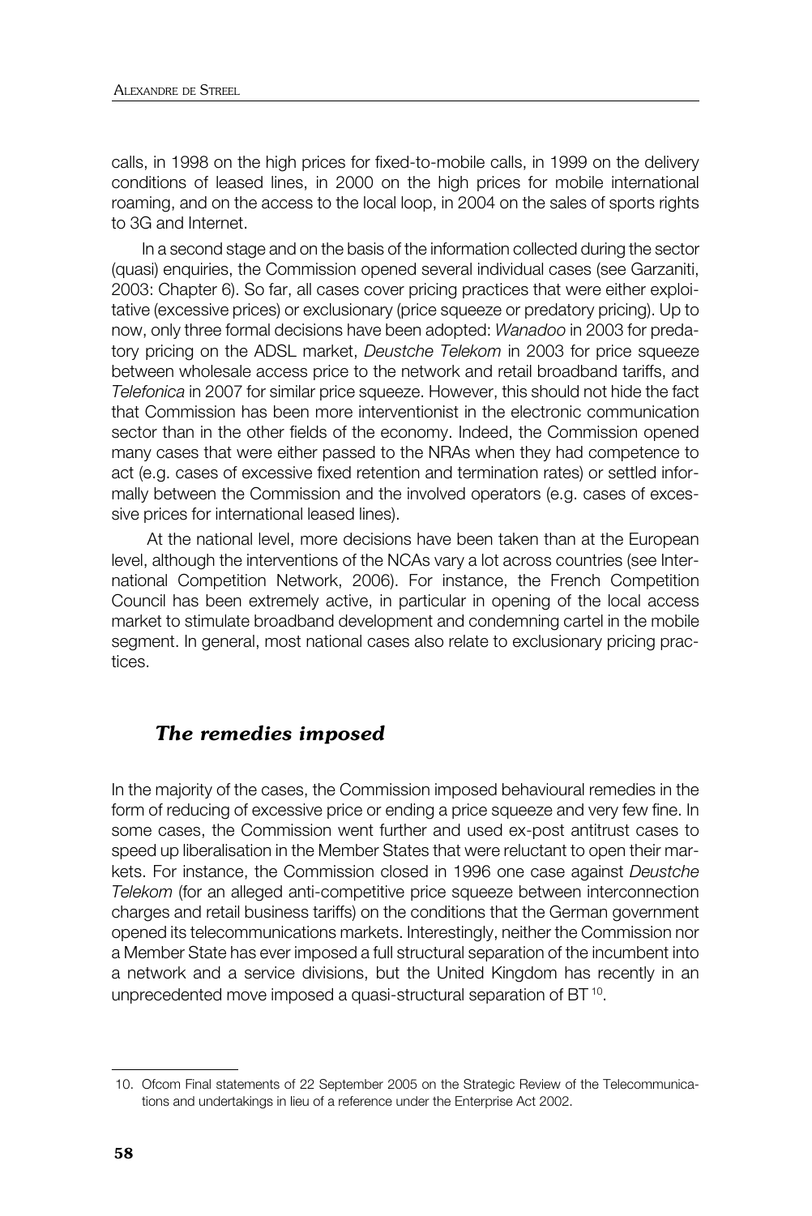calls, in 1998 on the high prices for fixed-to-mobile calls, in 1999 on the delivery conditions of leased lines, in 2000 on the high prices for mobile international roaming, and on the access to the local loop, in 2004 on the sales of sports rights to 3G and Internet.

In a second stage and on the basis of the information collected during the sector (quasi) enquiries, the Commission opened several individual cases (see Garzaniti, 2003: Chapter 6). So far, all cases cover pricing practices that were either exploitative (excessive prices) or exclusionary (price squeeze or predatory pricing). Up to now, only three formal decisions have been adopted: *Wanadoo* in 2003 for predatory pricing on the ADSL market, *Deustche Telekom* in 2003 for price squeeze between wholesale access price to the network and retail broadband tariffs, and *Telefonica* in 2007 for similar price squeeze. However, this should not hide the fact that Commission has been more interventionist in the electronic communication sector than in the other fields of the economy. Indeed, the Commission opened many cases that were either passed to the NRAs when they had competence to act (e.g. cases of excessive fixed retention and termination rates) or settled informally between the Commission and the involved operators (e.g. cases of excessive prices for international leased lines).

At the national level, more decisions have been taken than at the European level, although the interventions of the NCAs vary a lot across countries (see International Competition Network, 2006). For instance, the French Competition Council has been extremely active, in particular in opening of the local access market to stimulate broadband development and condemning cartel in the mobile segment. In general, most national cases also relate to exclusionary pricing practices.

## *The remedies imposed*

In the majority of the cases, the Commission imposed behavioural remedies in the form of reducing of excessive price or ending a price squeeze and very few fine. In some cases, the Commission went further and used ex-post antitrust cases to speed up liberalisation in the Member States that were reluctant to open their markets. For instance, the Commission closed in 1996 one case against *Deustche Telekom* (for an alleged anti-competitive price squeeze between interconnection charges and retail business tariffs) on the conditions that the German government opened its telecommunications markets. Interestingly, neither the Commission nor a Member State has ever imposed a full structural separation of the incumbent into a network and a service divisions, but the United Kingdom has recently in an unprecedented move imposed a quasi-structural separation of BT [10].

---

10. Ofcom Final statements of 22 September 2005 on the Strategic Review of the Telecommunications and undertakings in lieu of a reference under the Enterprise Act 2002.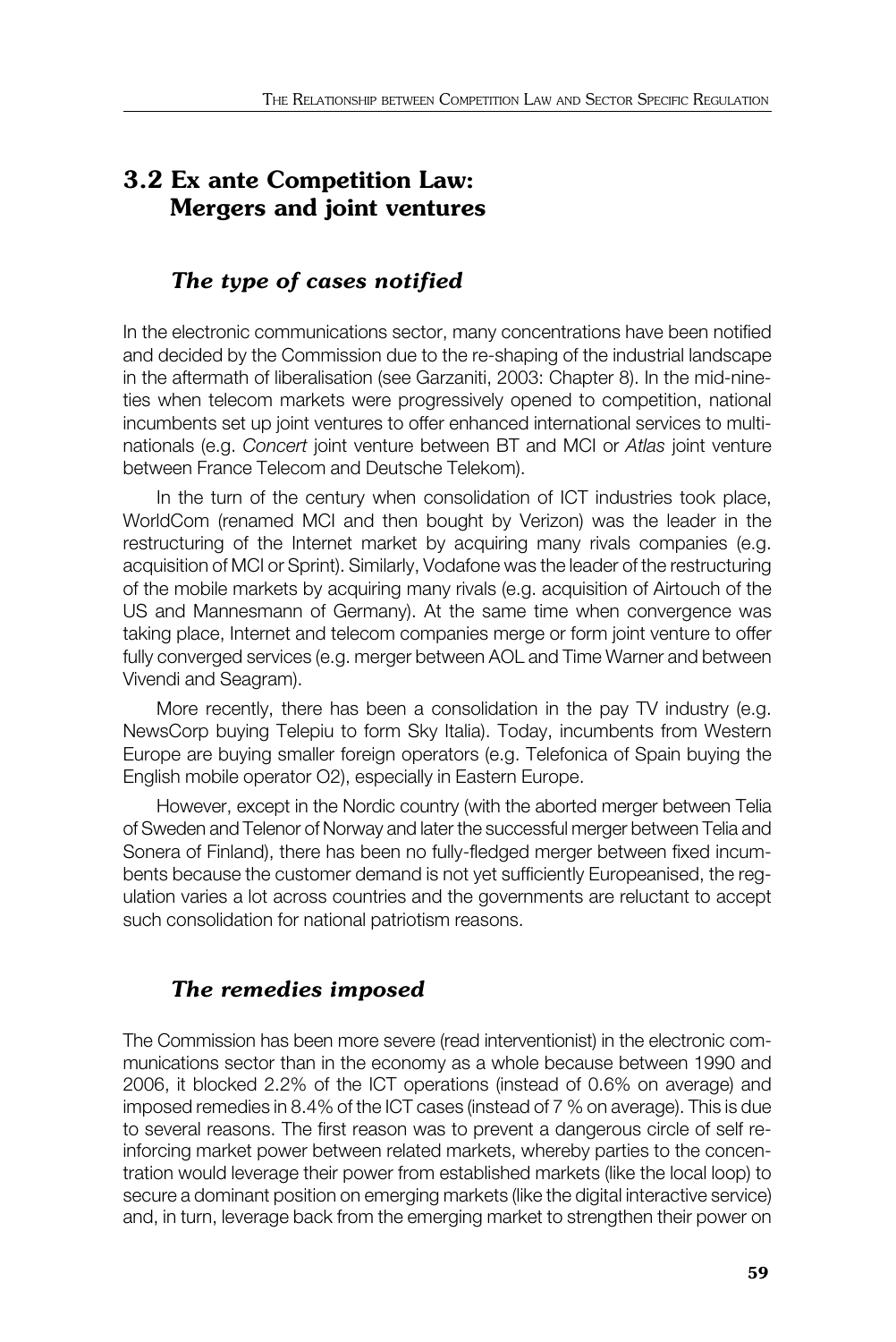## 3.2 Ex ante Competition Law: Mergers and joint ventures

### *The type of cases notified*

In the electronic communications sector, many concentrations have been notified and decided by the Commission due to the re-shaping of the industrial landscape in the aftermath of liberalisation (see Garzaniti, 2003: Chapter 8). In the mid-nineties when telecom markets were progressively opened to competition, national incumbents set up joint ventures to offer enhanced international services to multinationals (e.g. *Concert* joint venture between BT and MCI or *Atlas* joint venture between France Telecom and Deutsche Telekom).

In the turn of the century when consolidation of ICT industries took place, WorldCom (renamed MCI and then bought by Verizon) was the leader in the restructuring of the Internet market by acquiring many rivals companies (e.g. acquisition of MCI or Sprint). Similarly, Vodafone was the leader of the restructuring of the mobile markets by acquiring many rivals (e.g. acquisition of Airtouch of the US and Mannesmann of Germany). At the same time when convergence was taking place, Internet and telecom companies merge or form joint venture to offer fully converged services (e.g. merger between AOL and Time Warner and between Vivendi and Seagram).

More recently, there has been a consolidation in the pay TV industry (e.g. NewsCorp buying Telepiu to form Sky Italia). Today, incumbents from Western Europe are buying smaller foreign operators (e.g. Telefonica of Spain buying the English mobile operator O2), especially in Eastern Europe.

However, except in the Nordic country (with the aborted merger between Telia of Sweden and Telenor of Norway and later the successful merger between Telia and Sonera of Finland), there has been no fully-fledged merger between fixed incumbents because the customer demand is not yet sufficiently Europeanised, the regulation varies a lot across countries and the governments are reluctant to accept such consolidation for national patriotism reasons.

### *The remedies imposed*

The Commission has been more severe (read interventionist) in the electronic communications sector than in the economy as a whole because between 1990 and 2006, it blocked 2.2% of the ICT operations (instead of 0.6% on average) and imposed remedies in 8.4% of the ICT cases (instead of 7 % on average). This is due to several reasons. The first reason was to prevent a dangerous circle of self reinforcing market power between related markets, whereby parties to the concentration would leverage their power from established markets (like the local loop) to secure a dominant position on emerging markets (like the digital interactive service) and, in turn, leverage back from the emerging market to strengthen their power on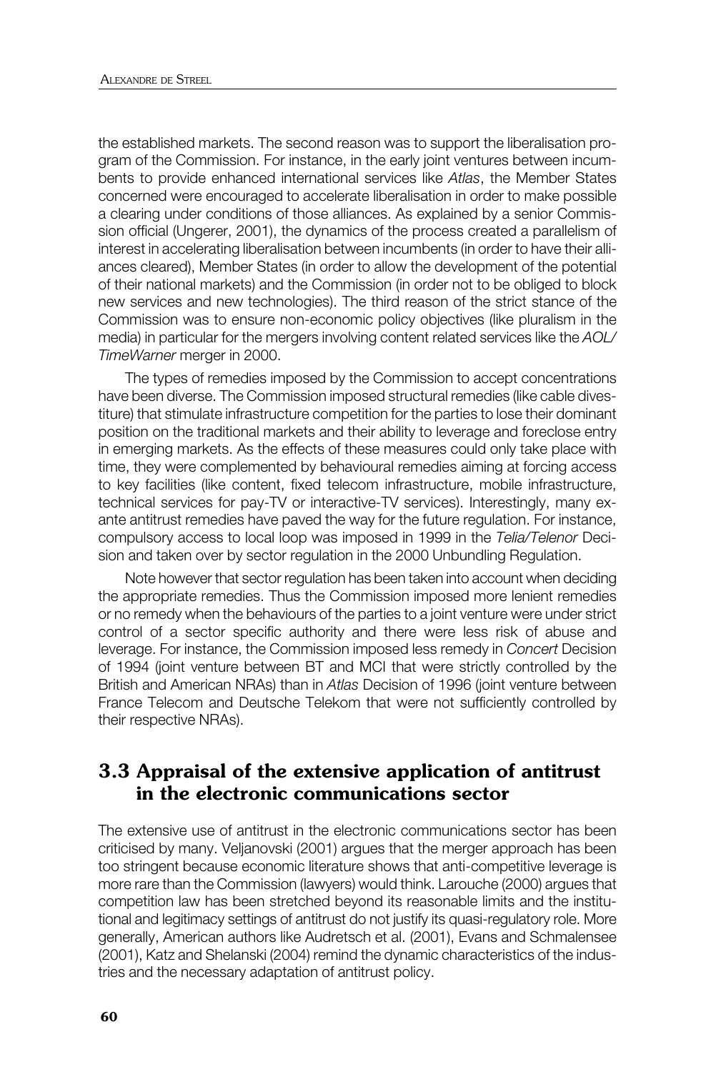the established markets. The second reason was to support the liberalisation program of the Commission. For instance, in the early joint ventures between incumbents to provide enhanced international services like *Atlas*, the Member States concerned were encouraged to accelerate liberalisation in order to make possible a clearing under conditions of those alliances. As explained by a senior Commission official (Ungerer, 2001), the dynamics of the process created a parallelism of interest in accelerating liberalisation between incumbents (in order to have their alliances cleared), Member States (in order to allow the development of the potential of their national markets) and the Commission (in order not to be obliged to block new services and new technologies). The third reason of the strict stance of the Commission was to ensure non-economic policy objectives (like pluralism in the media) in particular for the mergers involving content related services like the *AOL/TimeWarner* merger in 2000.

The types of remedies imposed by the Commission to accept concentrations have been diverse. The Commission imposed structural remedies (like cable divestiture) that stimulate infrastructure competition for the parties to lose their dominant position on the traditional markets and their ability to leverage and foreclose entry in emerging markets. As the effects of these measures could only take place with time, they were complemented by behavioural remedies aiming at forcing access to key facilities (like content, fixed telecom infrastructure, mobile infrastructure, technical services for pay-TV or interactive-TV services). Interestingly, many ex-ante antitrust remedies have paved the way for the future regulation. For instance, compulsory access to local loop was imposed in 1999 in the *Telia/Telenor* Decision and taken over by sector regulation in the 2000 Unbundling Regulation.

Note however that sector regulation has been taken into account when deciding the appropriate remedies. Thus the Commission imposed more lenient remedies or no remedy when the behaviours of the parties to a joint venture were under strict control of a sector specific authority and there were less risk of abuse and leverage. For instance, the Commission imposed less remedy in *Concert* Decision of 1994 (joint venture between BT and MCI that were strictly controlled by the British and American NRAs) than in *Atlas* Decision of 1996 (joint venture between France Telecom and Deutsche Telekom that were not sufficiently controlled by their respective NRAs).

## 3.3 Appraisal of the extensive application of antitrust in the electronic communications sector

The extensive use of antitrust in the electronic communications sector has been criticised by many. Veljanovski (2001) argues that the merger approach has been too stringent because economic literature shows that anti-competitive leverage is more rare than the Commission (lawyers) would think. Larouche (2000) argues that competition law has been stretched beyond its reasonable limits and the institutional and legitimacy settings of antitrust do not justify its quasi-regulatory role. More generally, American authors like Audretsch et al. (2001), Evans and Schmalensee (2001), Katz and Shelanski (2004) remind the dynamic characteristics of the industries and the necessary adaptation of antitrust policy.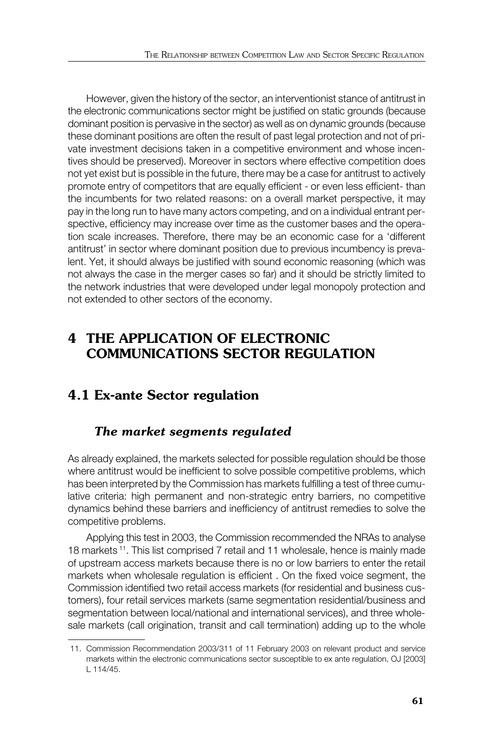However, given the history of the sector, an interventionist stance of antitrust in the electronic communications sector might be justified on static grounds (because dominant position is pervasive in the sector) as well as on dynamic grounds (because these dominant positions are often the result of past legal protection and not of private investment decisions taken in a competitive environment and whose incentives should be preserved). Moreover in sectors where effective competition does not yet exist but is possible in the future, there may be a case for antitrust to actively promote entry of competitors that are equally efficient - or even less efficient- than the incumbents for two related reasons: on a overall market perspective, it may pay in the long run to have many actors competing, and on a individual entrant perspective, efficiency may increase over time as the customer bases and the operation scale increases. Therefore, there may be an economic case for a 'different antitrust' in sector where dominant position due to previous incumbency is prevalent. Yet, it should always be justified with sound economic reasoning (which was not always the case in the merger cases so far) and it should be strictly limited to the network industries that were developed under legal monopoly protection and not extended to other sectors of the economy.

# 4 THE APPLICATION OF ELECTRONIC COMMUNICATIONS SECTOR REGULATION

## 4.1 Ex-ante Sector regulation

### *The market segments regulated*

As already explained, the markets selected for possible regulation should be those where antitrust would be inefficient to solve possible competitive problems, which has been interpreted by the Commission has markets fulfilling a test of three cumulative criteria: high permanent and non-strategic entry barriers, no competitive dynamics behind these barriers and inefficiency of antitrust remedies to solve the competitive problems.

Applying this test in 2003, the Commission recommended the NRAs to analyse 18 markets [11]. This list comprised 7 retail and 11 wholesale, hence is mainly made of upstream access markets because there is no or low barriers to enter the retail markets when wholesale regulation is efficient . On the fixed voice segment, the Commission identified two retail access markets (for residential and business customers), four retail services markets (same segmentation residential/business and segmentation between local/national and international services), and three wholesale markets (call origination, transit and call termination) adding up to the whole

11. Commission Recommendation 2003/311 of 11 February 2003 on relevant product and service markets within the electronic communications sector susceptible to ex ante regulation, OJ [2003] L 114/45.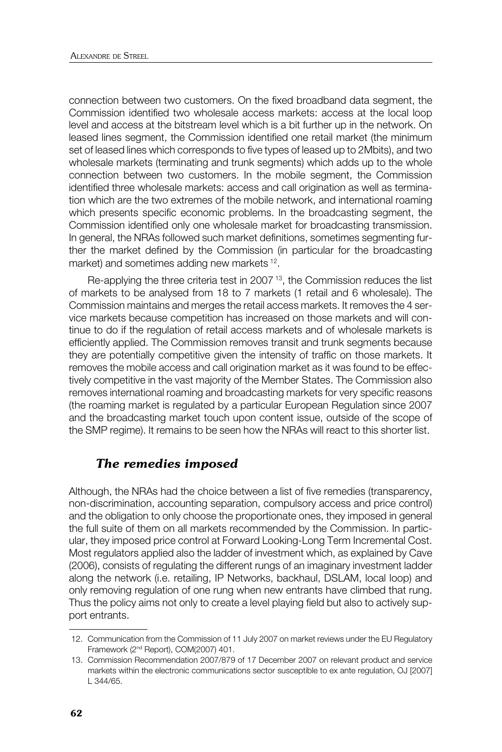connection between two customers. On the fixed broadband data segment, the Commission identified two wholesale access markets: access at the local loop level and access at the bitstream level which is a bit further up in the network. On leased lines segment, the Commission identified one retail market (the minimum set of leased lines which corresponds to five types of leased up to 2Mbits), and two wholesale markets (terminating and trunk segments) which adds up to the whole connection between two customers. In the mobile segment, the Commission identified three wholesale markets: access and call origination as well as termination which are the two extremes of the mobile network, and international roaming which presents specific economic problems. In the broadcasting segment, the Commission identified only one wholesale market for broadcasting transmission. In general, the NRAs followed such market definitions, sometimes segmenting further the market defined by the Commission (in particular for the broadcasting market) and sometimes adding new markets [12].

Re-applying the three criteria test in 2007 [13], the Commission reduces the list of markets to be analysed from 18 to 7 markets (1 retail and 6 wholesale). The Commission maintains and merges the retail access markets. It removes the 4 service markets because competition has increased on those markets and will continue to do if the regulation of retail access markets and of wholesale markets is efficiently applied. The Commission removes transit and trunk segments because they are potentially competitive given the intensity of traffic on those markets. It removes the mobile access and call origination market as it was found to be effectively competitive in the vast majority of the Member States. The Commission also removes international roaming and broadcasting markets for very specific reasons (the roaming market is regulated by a particular European Regulation since 2007 and the broadcasting market touch upon content issue, outside of the scope of the SMP regime). It remains to be seen how the NRAs will react to this shorter list.

### *The remedies imposed*

Although, the NRAs had the choice between a list of five remedies (transparency, non-discrimination, accounting separation, compulsory access and price control) and the obligation to only choose the proportionate ones, they imposed in general the full suite of them on all markets recommended by the Commission. In particular, they imposed price control at Forward Looking-Long Term Incremental Cost. Most regulators applied also the ladder of investment which, as explained by Cave (2006), consists of regulating the different rungs of an imaginary investment ladder along the network (i.e. retailing, IP Networks, backhaul, DSLAM, local loop) and only removing regulation of one rung when new entrants have climbed that rung. Thus the policy aims not only to create a level playing field but also to actively support entrants.

12. Communication from the Commission of 11 July 2007 on market reviews under the EU Regulatory Framework (2nd Report), COM(2007) 401.

13. Commission Recommendation 2007/879 of 17 December 2007 on relevant product and service markets within the electronic communications sector susceptible to ex ante regulation, OJ [2007] L 344/65.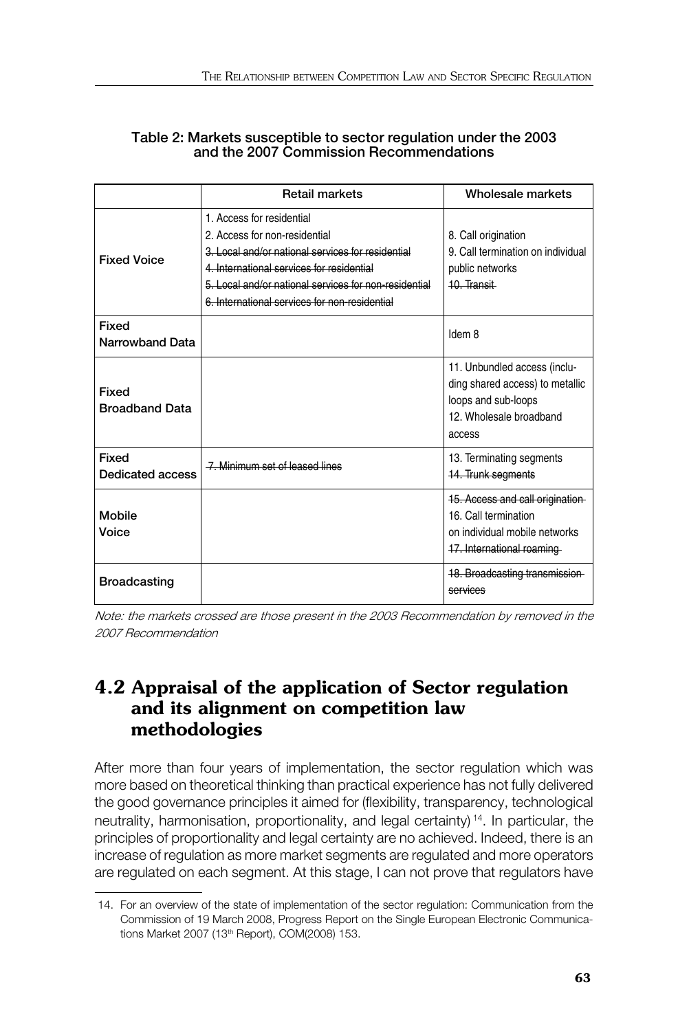**Table 2: Markets susceptible to sector regulation under the 2003 and the 2007 Commission Recommendations**

| | Retail markets | Wholesale markets |
|---|---|---|
| Fixed Voice | 1. Access for residential<br>2. Access for non-residential<br>~~3. Local and/or national services for residential~~<br>~~4. International services for residential~~<br>~~5. Local and/or national services for non-residential~~<br>~~6. International services for non-residential~~ | 8. Call origination<br>9. Call termination on individual public networks<br>~~10. Transit~~ |
| Fixed Narrowband Data | | Idem 8 |
| Fixed Broadband Data | | 11. Unbundled access (including shared access) to metallic loops and sub-loops<br>12. Wholesale broadband access |
| Fixed Dedicated access | ~~7. Minimum set of leased lines~~ | 13. Terminating segments<br>~~14. Trunk segments~~ |
| Mobile Voice | | ~~15. Access and call origination~~<br>16. Call termination on individual mobile networks<br>~~17. International roaming~~ |
| Broadcasting | | ~~18. Broadcasting transmission services~~ |

*Note: the markets crossed are those present in the 2003 Recommendation by removed in the 2007 Recommendation*

## 4.2 Appraisal of the application of Sector regulation and its alignment on competition law methodologies

After more than four years of implementation, the sector regulation which was more based on theoretical thinking than practical experience has not fully delivered the good governance principles it aimed for (flexibility, transparency, technological neutrality, harmonisation, proportionality, and legal certainty) [14]. In particular, the principles of proportionality and legal certainty are no achieved. Indeed, there is an increase of regulation as more market segments are regulated and more operators are regulated on each segment. At this stage, I can not prove that regulators have

14. For an overview of the state of implementation of the sector regulation: Communication from the Commission of 19 March 2008, Progress Report on the Single European Electronic Communications Market 2007 (13th Report), COM(2008) 153.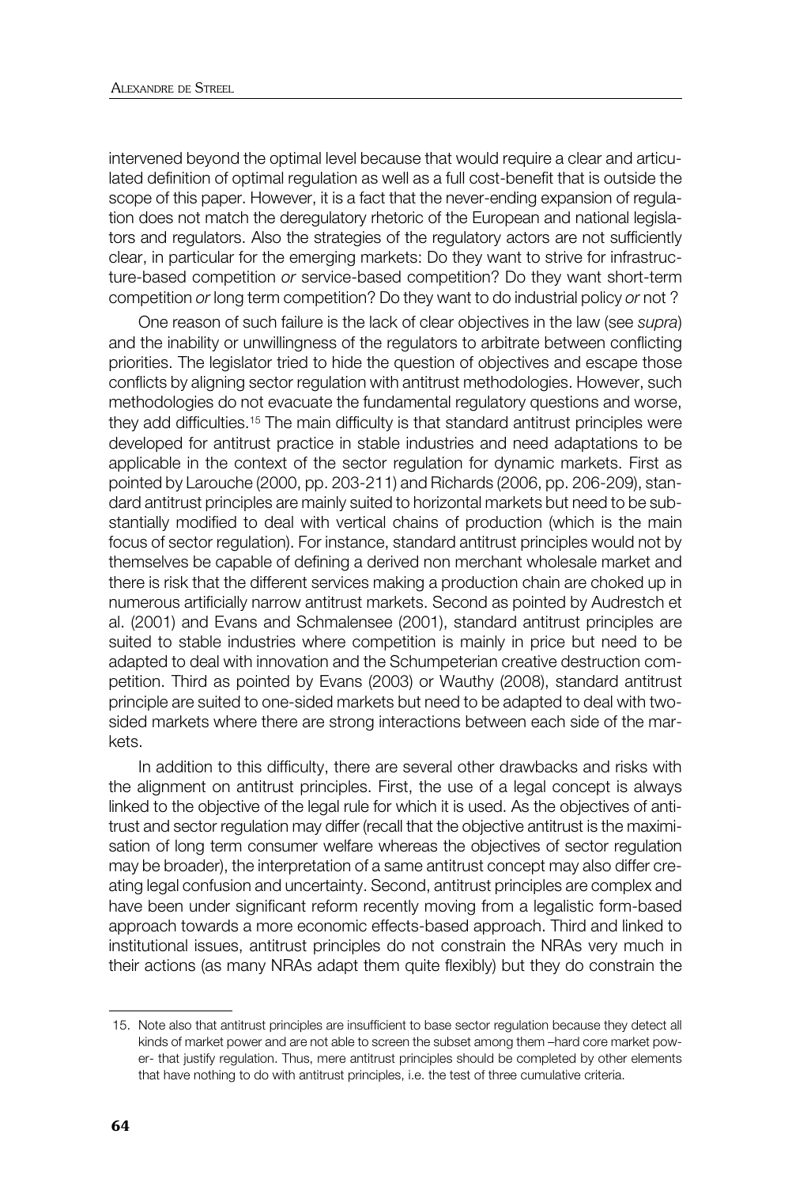intervened beyond the optimal level because that would require a clear and articulated definition of optimal regulation as well as a full cost-benefit that is outside the scope of this paper. However, it is a fact that the never-ending expansion of regulation does not match the deregulatory rhetoric of the European and national legislators and regulators. Also the strategies of the regulatory actors are not sufficiently clear, in particular for the emerging markets: Do they want to strive for infrastructure-based competition *or* service-based competition? Do they want short-term competition *or* long term competition? Do they want to do industrial policy *or* not ?

One reason of such failure is the lack of clear objectives in the law (see *supra*) and the inability or unwillingness of the regulators to arbitrate between conflicting priorities. The legislator tried to hide the question of objectives and escape those conflicts by aligning sector regulation with antitrust methodologies. However, such methodologies do not evacuate the fundamental regulatory questions and worse, they add difficulties.[15] The main difficulty is that standard antitrust principles were developed for antitrust practice in stable industries and need adaptations to be applicable in the context of the sector regulation for dynamic markets. First as pointed by Larouche (2000, pp. 203-211) and Richards (2006, pp. 206-209), standard antitrust principles are mainly suited to horizontal markets but need to be substantially modified to deal with vertical chains of production (which is the main focus of sector regulation). For instance, standard antitrust principles would not by themselves be capable of defining a derived non merchant wholesale market and there is risk that the different services making a production chain are choked up in numerous artificially narrow antitrust markets. Second as pointed by Audrestch et al. (2001) and Evans and Schmalensee (2001), standard antitrust principles are suited to stable industries where competition is mainly in price but need to be adapted to deal with innovation and the Schumpeterian creative destruction competition. Third as pointed by Evans (2003) or Wauthy (2008), standard antitrust principle are suited to one-sided markets but need to be adapted to deal with two-sided markets where there are strong interactions between each side of the markets.

In addition to this difficulty, there are several other drawbacks and risks with the alignment on antitrust principles. First, the use of a legal concept is always linked to the objective of the legal rule for which it is used. As the objectives of antitrust and sector regulation may differ (recall that the objective antitrust is the maximisation of long term consumer welfare whereas the objectives of sector regulation may be broader), the interpretation of a same antitrust concept may also differ creating legal confusion and uncertainty. Second, antitrust principles are complex and have been under significant reform recently moving from a legalistic form-based approach towards a more economic effects-based approach. Third and linked to institutional issues, antitrust principles do not constrain the NRAs very much in their actions (as many NRAs adapt them quite flexibly) but they do constrain the

---

15. Note also that antitrust principles are insufficient to base sector regulation because they detect all kinds of market power and are not able to screen the subset among them –hard core market power- that justify regulation. Thus, mere antitrust principles should be completed by other elements that have nothing to do with antitrust principles, i.e. the test of three cumulative criteria.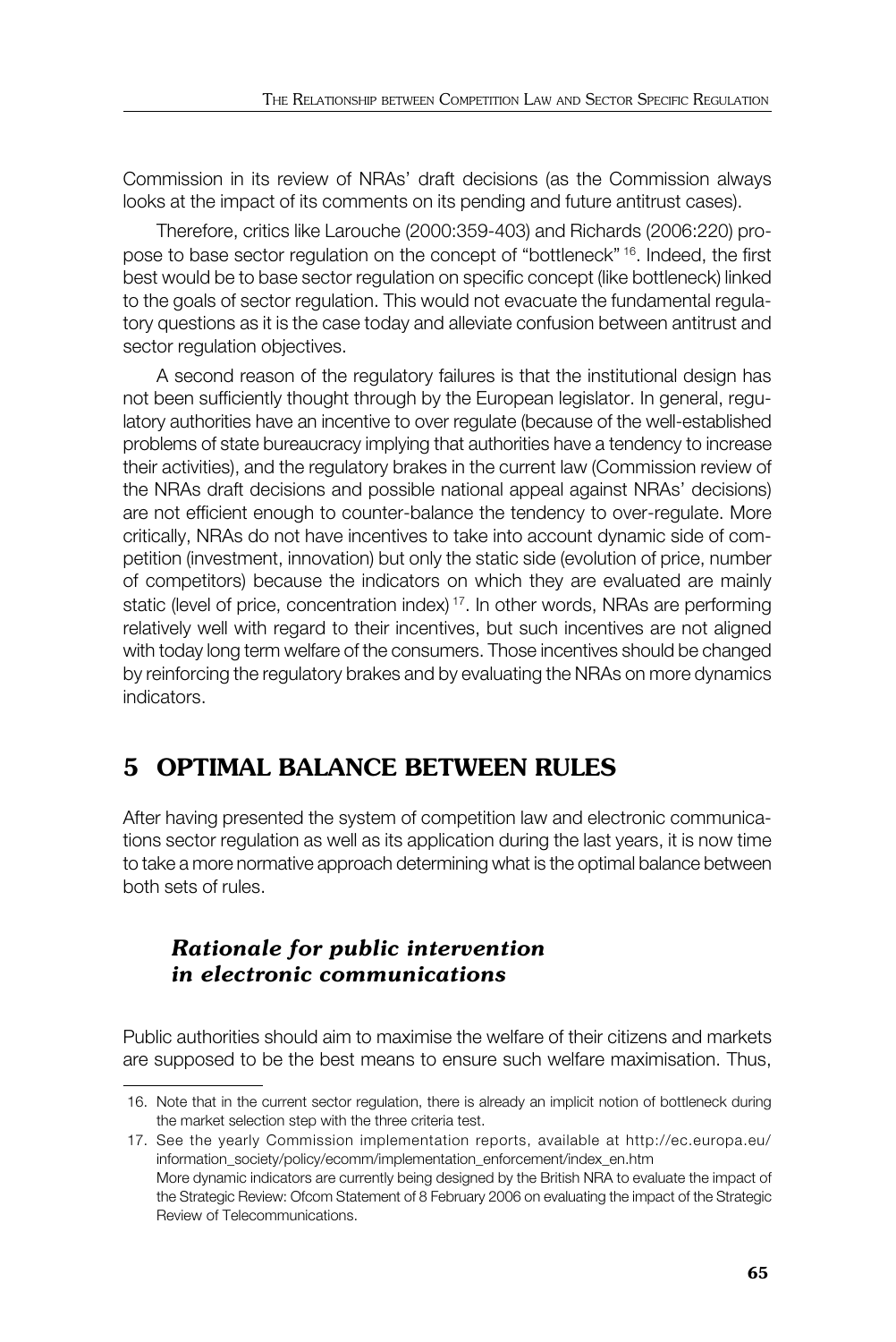Commission in its review of NRAs' draft decisions (as the Commission always looks at the impact of its comments on its pending and future antitrust cases).

Therefore, critics like Larouche (2000:359-403) and Richards (2006:220) propose to base sector regulation on the concept of "bottleneck" [16]. Indeed, the first best would be to base sector regulation on specific concept (like bottleneck) linked to the goals of sector regulation. This would not evacuate the fundamental regulatory questions as it is the case today and alleviate confusion between antitrust and sector regulation objectives.

A second reason of the regulatory failures is that the institutional design has not been sufficiently thought through by the European legislator. In general, regulatory authorities have an incentive to over regulate (because of the well-established problems of state bureaucracy implying that authorities have a tendency to increase their activities), and the regulatory brakes in the current law (Commission review of the NRAs draft decisions and possible national appeal against NRAs' decisions) are not efficient enough to counter-balance the tendency to over-regulate. More critically, NRAs do not have incentives to take into account dynamic side of competition (investment, innovation) but only the static side (evolution of price, number of competitors) because the indicators on which they are evaluated are mainly static (level of price, concentration index) [17]. In other words, NRAs are performing relatively well with regard to their incentives, but such incentives are not aligned with today long term welfare of the consumers. Those incentives should be changed by reinforcing the regulatory brakes and by evaluating the NRAs on more dynamics indicators.

## 5 OPTIMAL BALANCE BETWEEN RULES

After having presented the system of competition law and electronic communications sector regulation as well as its application during the last years, it is now time to take a more normative approach determining what is the optimal balance between both sets of rules.

### *Rationale for public intervention in electronic communications*

Public authorities should aim to maximise the welfare of their citizens and markets are supposed to be the best means to ensure such welfare maximisation. Thus,

16. Note that in the current sector regulation, there is already an implicit notion of bottleneck during the market selection step with the three criteria test.

17. See the yearly Commission implementation reports, available at http://ec.europa.eu/information_society/policy/ecomm/implementation_enforcement/index_en.htm
More dynamic indicators are currently being designed by the British NRA to evaluate the impact of the Strategic Review: Ofcom Statement of 8 February 2006 on evaluating the impact of the Strategic Review of Telecommunications.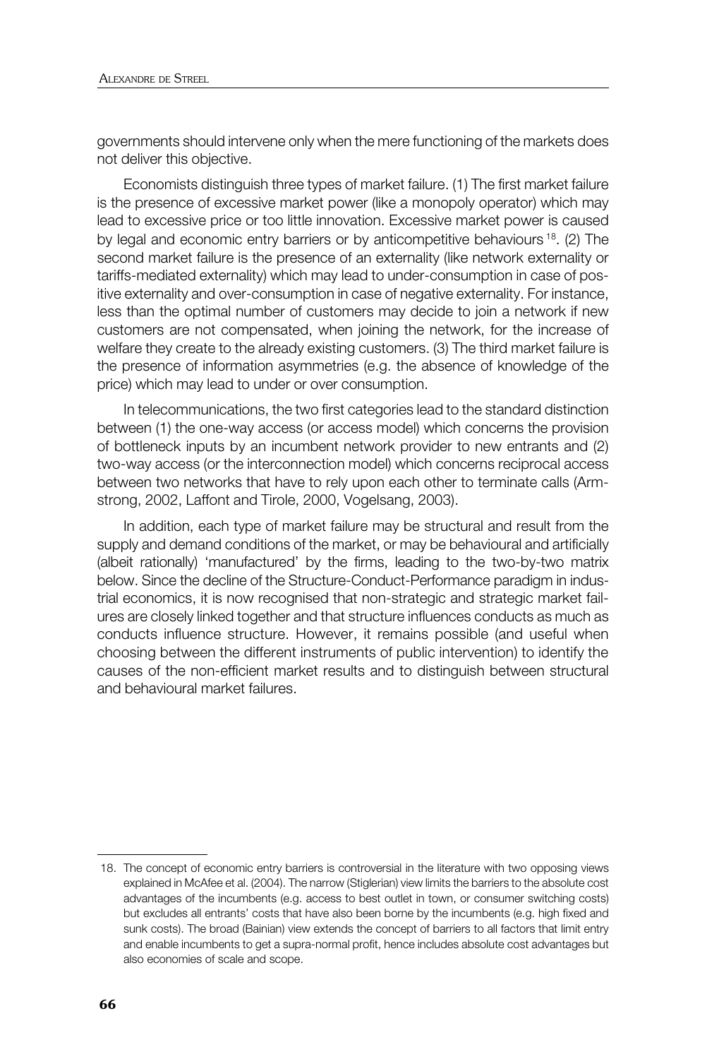governments should intervene only when the mere functioning of the markets does not deliver this objective.

Economists distinguish three types of market failure. (1) The first market failure is the presence of excessive market power (like a monopoly operator) which may lead to excessive price or too little innovation. Excessive market power is caused by legal and economic entry barriers or by anticompetitive behaviours[18]. (2) The second market failure is the presence of an externality (like network externality or tariffs-mediated externality) which may lead to under-consumption in case of positive externality and over-consumption in case of negative externality. For instance, less than the optimal number of customers may decide to join a network if new customers are not compensated, when joining the network, for the increase of welfare they create to the already existing customers. (3) The third market failure is the presence of information asymmetries (e.g. the absence of knowledge of the price) which may lead to under or over consumption.

In telecommunications, the two first categories lead to the standard distinction between (1) the one-way access (or access model) which concerns the provision of bottleneck inputs by an incumbent network provider to new entrants and (2) two-way access (or the interconnection model) which concerns reciprocal access between two networks that have to rely upon each other to terminate calls (Armstrong, 2002, Laffont and Tirole, 2000, Vogelsang, 2003).

In addition, each type of market failure may be structural and result from the supply and demand conditions of the market, or may be behavioural and artificially (albeit rationally) 'manufactured' by the firms, leading to the two-by-two matrix below. Since the decline of the Structure-Conduct-Performance paradigm in industrial economics, it is now recognised that non-strategic and strategic market failures are closely linked together and that structure influences conducts as much as conducts influence structure. However, it remains possible (and useful when choosing between the different instruments of public intervention) to identify the causes of the non-efficient market results and to distinguish between structural and behavioural market failures.

---

18. The concept of economic entry barriers is controversial in the literature with two opposing views explained in McAfee et al. (2004). The narrow (Stiglerian) view limits the barriers to the absolute cost advantages of the incumbents (e.g. access to best outlet in town, or consumer switching costs) but excludes all entrants' costs that have also been borne by the incumbents (e.g. high fixed and sunk costs). The broad (Bainian) view extends the concept of barriers to all factors that limit entry and enable incumbents to get a supra-normal profit, hence includes absolute cost advantages but also economies of scale and scope.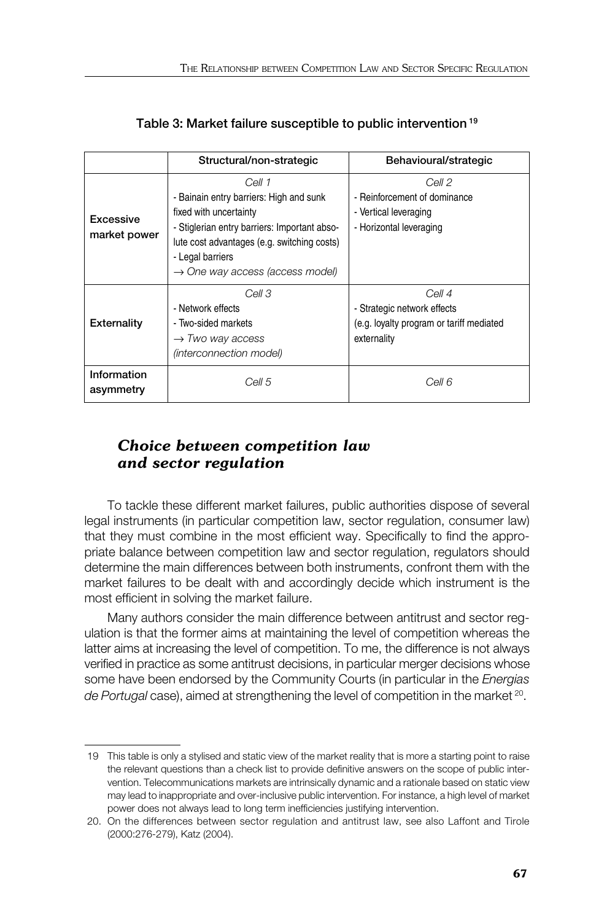**Table 3: Market failure susceptible to public intervention** [19]

| | Structural/non-strategic | Behavioural/strategic |
|---|---|---|
| **Excessive market power** | *Cell 1*<br>- Bainain entry barriers: High and sunk fixed with uncertainty<br>- Stiglerian entry barriers: Important absolute cost advantages (e.g. switching costs)<br>- Legal barriers<br>→ *One way access (access model)* | *Cell 2*<br>- Reinforcement of dominance<br>- Vertical leveraging<br>- Horizontal leveraging |
| **Externality** | *Cell 3*<br>- Network effects<br>- Two-sided markets<br>→ *Two way access (interconnection model)* | *Cell 4*<br>- Strategic network effects (e.g. loyalty program or tariff mediated externality |
| **Information asymmetry** | *Cell 5* | *Cell 6* |

## *Choice between competition law and sector regulation*

To tackle these different market failures, public authorities dispose of several legal instruments (in particular competition law, sector regulation, consumer law) that they must combine in the most efficient way. Specifically to find the appropriate balance between competition law and sector regulation, regulators should determine the main differences between both instruments, confront them with the market failures to be dealt with and accordingly decide which instrument is the most efficient in solving the market failure.

Many authors consider the main difference between antitrust and sector regulation is that the former aims at maintaining the level of competition whereas the latter aims at increasing the level of competition. To me, the difference is not always verified in practice as some antitrust decisions, in particular merger decisions whose some have been endorsed by the Community Courts (in particular in the *Energias de Portugal* case), aimed at strengthening the level of competition in the market [20].

---

19 This table is only a stylised and static view of the market reality that is more a starting point to raise the relevant questions than a check list to provide definitive answers on the scope of public intervention. Telecommunications markets are intrinsically dynamic and a rationale based on static view may lead to inappropriate and over-inclusive public intervention. For instance, a high level of market power does not always lead to long term inefficiencies justifying intervention.

20. On the differences between sector regulation and antitrust law, see also Laffont and Tirole (2000:276-279), Katz (2004).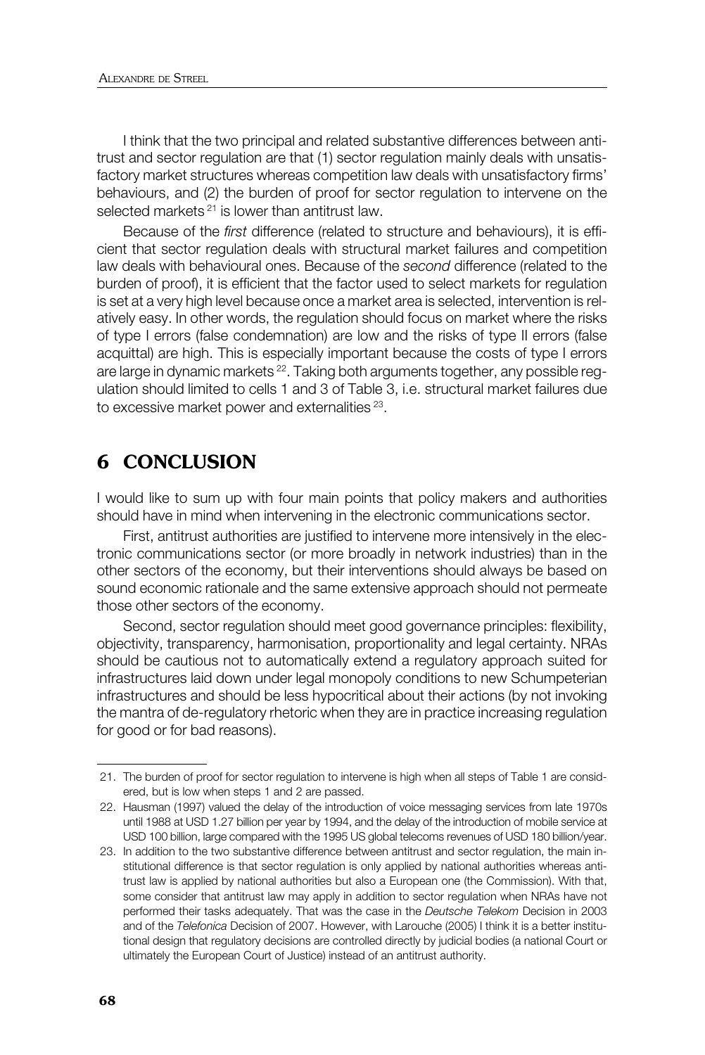I think that the two principal and related substantive differences between antitrust and sector regulation are that (1) sector regulation mainly deals with unsatisfactory market structures whereas competition law deals with unsatisfactory firms' behaviours, and (2) the burden of proof for sector regulation to intervene on the selected markets [21] is lower than antitrust law.

Because of the *first* difference (related to structure and behaviours), it is efficient that sector regulation deals with structural market failures and competition law deals with behavioural ones. Because of the *second* difference (related to the burden of proof), it is efficient that the factor used to select markets for regulation is set at a very high level because once a market area is selected, intervention is relatively easy. In other words, the regulation should focus on market where the risks of type I errors (false condemnation) are low and the risks of type II errors (false acquittal) are high. This is especially important because the costs of type I errors are large in dynamic markets [22]. Taking both arguments together, any possible regulation should limited to cells 1 and 3 of Table 3, i.e. structural market failures due to excessive market power and externalities [23].

## 6 CONCLUSION

I would like to sum up with four main points that policy makers and authorities should have in mind when intervening in the electronic communications sector.

First, antitrust authorities are justified to intervene more intensively in the electronic communications sector (or more broadly in network industries) than in the other sectors of the economy, but their interventions should always be based on sound economic rationale and the same extensive approach should not permeate those other sectors of the economy.

Second, sector regulation should meet good governance principles: flexibility, objectivity, transparency, harmonisation, proportionality and legal certainty. NRAs should be cautious not to automatically extend a regulatory approach suited for infrastructures laid down under legal monopoly conditions to new Schumpeterian infrastructures and should be less hypocritical about their actions (by not invoking the mantra of de-regulatory rhetoric when they are in practice increasing regulation for good or for bad reasons).

---

21. The burden of proof for sector regulation to intervene is high when all steps of Table 1 are considered, but is low when steps 1 and 2 are passed.

22. Hausman (1997) valued the delay of the introduction of voice messaging services from late 1970s until 1988 at USD 1.27 billion per year by 1994, and the delay of the introduction of mobile service at USD 100 billion, large compared with the 1995 US global telecoms revenues of USD 180 billion/year.

23. In addition to the two substantive difference between antitrust and sector regulation, the main institutional difference is that sector regulation is only applied by national authorities whereas antitrust law is applied by national authorities but also a European one (the Commission). With that, some consider that antitrust law may apply in addition to sector regulation when NRAs have not performed their tasks adequately. That was the case in the *Deutsche Telekom* Decision in 2003 and of the *Telefonica* Decision of 2007. However, with Larouche (2005) I think it is a better institutional design that regulatory decisions are controlled directly by judicial bodies (a national Court or ultimately the European Court of Justice) instead of an antitrust authority.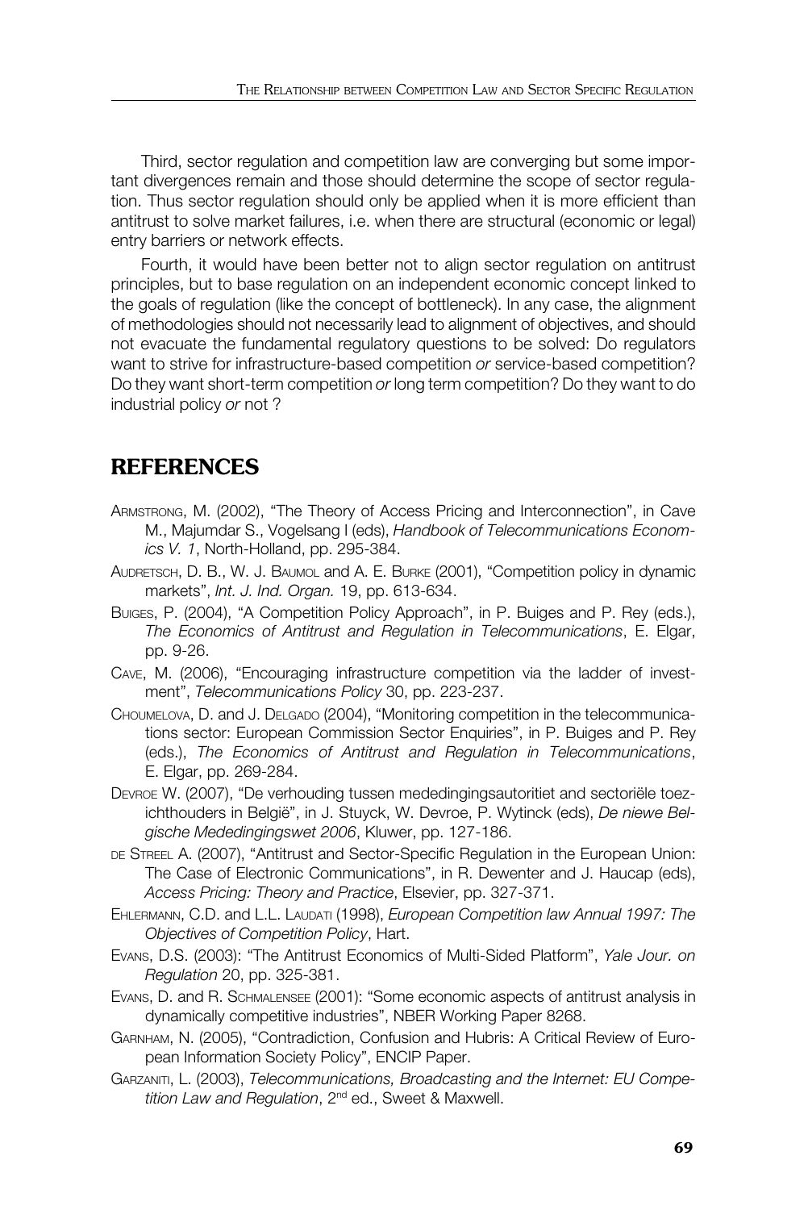Third, sector regulation and competition law are converging but some important divergences remain and those should determine the scope of sector regulation. Thus sector regulation should only be applied when it is more efficient than antitrust to solve market failures, i.e. when there are structural (economic or legal) entry barriers or network effects.

Fourth, it would have been better not to align sector regulation on antitrust principles, but to base regulation on an independent economic concept linked to the goals of regulation (like the concept of bottleneck). In any case, the alignment of methodologies should not necessarily lead to alignment of objectives, and should not evacuate the fundamental regulatory questions to be solved: Do regulators want to strive for infrastructure-based competition *or* service-based competition? Do they want short-term competition *or* long term competition? Do they want to do industrial policy *or* not ?

## REFERENCES

ARMSTRONG, M. (2002), "The Theory of Access Pricing and Interconnection", in Cave M., Majumdar S., Vogelsang I (eds), *Handbook of Telecommunications Economics V. 1*, North-Holland, pp. 295-384.

AUDRETSCH, D. B., W. J. BAUMOL and A. E. BURKE (2001), "Competition policy in dynamic markets", *Int. J. Ind. Organ.* 19, pp. 613-634.

BUIGES, P. (2004), "A Competition Policy Approach", in P. Buiges and P. Rey (eds.), *The Economics of Antitrust and Regulation in Telecommunications*, E. Elgar, pp. 9-26.

CAVE, M. (2006), "Encouraging infrastructure competition via the ladder of investment", *Telecommunications Policy* 30, pp. 223-237.

CHOUMELOVA, D. and J. DELGADO (2004), "Monitoring competition in the telecommunications sector: European Commission Sector Enquiries", in P. Buiges and P. Rey (eds.), *The Economics of Antitrust and Regulation in Telecommunications*, E. Elgar, pp. 269-284.

DEVROE W. (2007), "De verhouding tussen mededingingsautoritiet and sectoriële toezichthouders in België", in J. Stuyck, W. Devroe, P. Wytinck (eds), *De niewe Belgische Mededingingswet 2006*, Kluwer, pp. 127-186.

DE STREEL A. (2007), "Antitrust and Sector-Specific Regulation in the European Union: The Case of Electronic Communications", in R. Dewenter and J. Haucap (eds), *Access Pricing: Theory and Practice*, Elsevier, pp. 327-371.

EHLERMANN, C.D. and L.L. LAUDATI (1998), *European Competition law Annual 1997: The Objectives of Competition Policy*, Hart.

EVANS, D.S. (2003): "The Antitrust Economics of Multi-Sided Platform", *Yale Jour. on Regulation* 20, pp. 325-381.

EVANS, D. and R. SCHMALENSEE (2001): "Some economic aspects of antitrust analysis in dynamically competitive industries", NBER Working Paper 8268.

GARNHAM, N. (2005), "Contradiction, Confusion and Hubris: A Critical Review of European Information Society Policy", ENCIP Paper.

GARZANITI, L. (2003), *Telecommunications, Broadcasting and the Internet: EU Competition Law and Regulation*, 2nd ed., Sweet & Maxwell.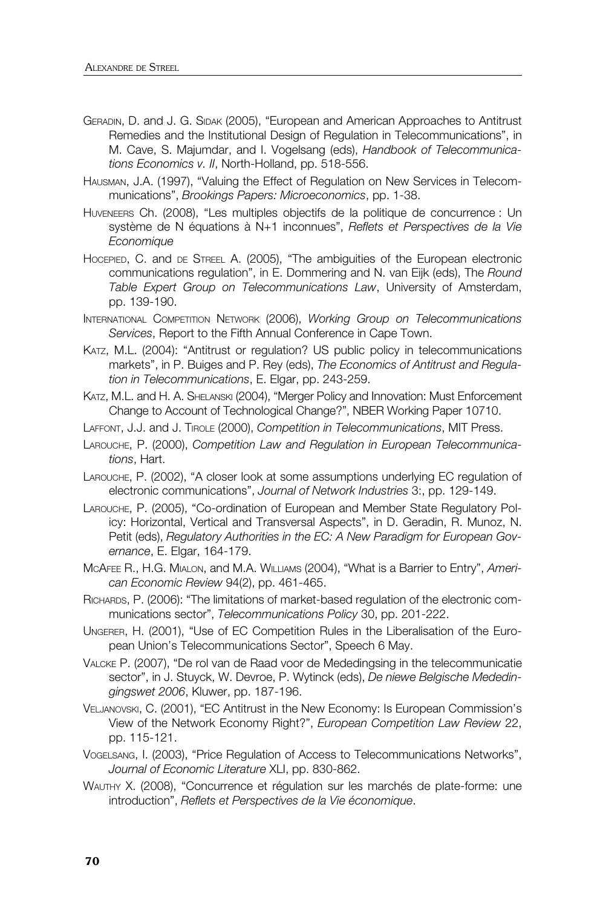GERADIN, D. and J. G. SIDAK (2005), "European and American Approaches to Antitrust Remedies and the Institutional Design of Regulation in Telecommunications", in M. Cave, S. Majumdar, and I. Vogelsang (eds), *Handbook of Telecommunications Economics v. II*, North-Holland, pp. 518-556.

HAUSMAN, J.A. (1997), "Valuing the Effect of Regulation on New Services in Telecommunications", *Brookings Papers: Microeconomics*, pp. 1-38.

HUVENEERS Ch. (2008), "Les multiples objectifs de la politique de concurrence : Un système de N équations à N+1 inconnues", *Reflets et Perspectives de la Vie Economique*

HOCEPIED, C. and DE STREEL A. (2005), "The ambiguities of the European electronic communications regulation", in E. Dommering and N. van Eijk (eds), The *Round Table Expert Group on Telecommunications Law*, University of Amsterdam, pp. 139-190.

INTERNATIONAL COMPETITION NETWORK (2006), *Working Group on Telecommunications Services*, Report to the Fifth Annual Conference in Cape Town.

KATZ, M.L. (2004): "Antitrust or regulation? US public policy in telecommunications markets", in P. Buiges and P. Rey (eds), *The Economics of Antitrust and Regulation in Telecommunications*, E. Elgar, pp. 243-259.

KATZ, M.L. and H. A. SHELANSKI (2004), "Merger Policy and Innovation: Must Enforcement Change to Account of Technological Change?", NBER Working Paper 10710.

LAFFONT, J.J. and J. TIROLE (2000), *Competition in Telecommunications*, MIT Press.

LAROUCHE, P. (2000), *Competition Law and Regulation in European Telecommunications*, Hart.

LAROUCHE, P. (2002), "A closer look at some assumptions underlying EC regulation of electronic communications", *Journal of Network Industries* 3:, pp. 129-149.

LAROUCHE, P. (2005), "Co-ordination of European and Member State Regulatory Policy: Horizontal, Vertical and Transversal Aspects", in D. Geradin, R. Munoz, N. Petit (eds), *Regulatory Authorities in the EC: A New Paradigm for European Governance*, E. Elgar, 164-179.

MCAFEE R., H.G. MIALON, and M.A. WILLIAMS (2004), "What is a Barrier to Entry", *American Economic Review* 94(2), pp. 461-465.

RICHARDS, P. (2006): "The limitations of market-based regulation of the electronic communications sector", *Telecommunications Policy* 30, pp. 201-222.

UNGERER, H. (2001), "Use of EC Competition Rules in the Liberalisation of the European Union's Telecommunications Sector", Speech 6 May.

VALCKE P. (2007), "De rol van de Raad voor de Mededingsing in the telecommunicatie sector", in J. Stuyck, W. Devroe, P. Wytinck (eds), *De niewe Belgische Mededingingswet 2006*, Kluwer, pp. 187-196.

VELJANOVSKI, C. (2001), "EC Antitrust in the New Economy: Is European Commission's View of the Network Economy Right?", *European Competition Law Review* 22, pp. 115-121.

VOGELSANG, I. (2003), "Price Regulation of Access to Telecommunications Networks", *Journal of Economic Literature* XLI, pp. 830-862.

WAUTHY X. (2008), "Concurrence et régulation sur les marchés de plate-forme: une introduction", *Reflets et Perspectives de la Vie économique*.